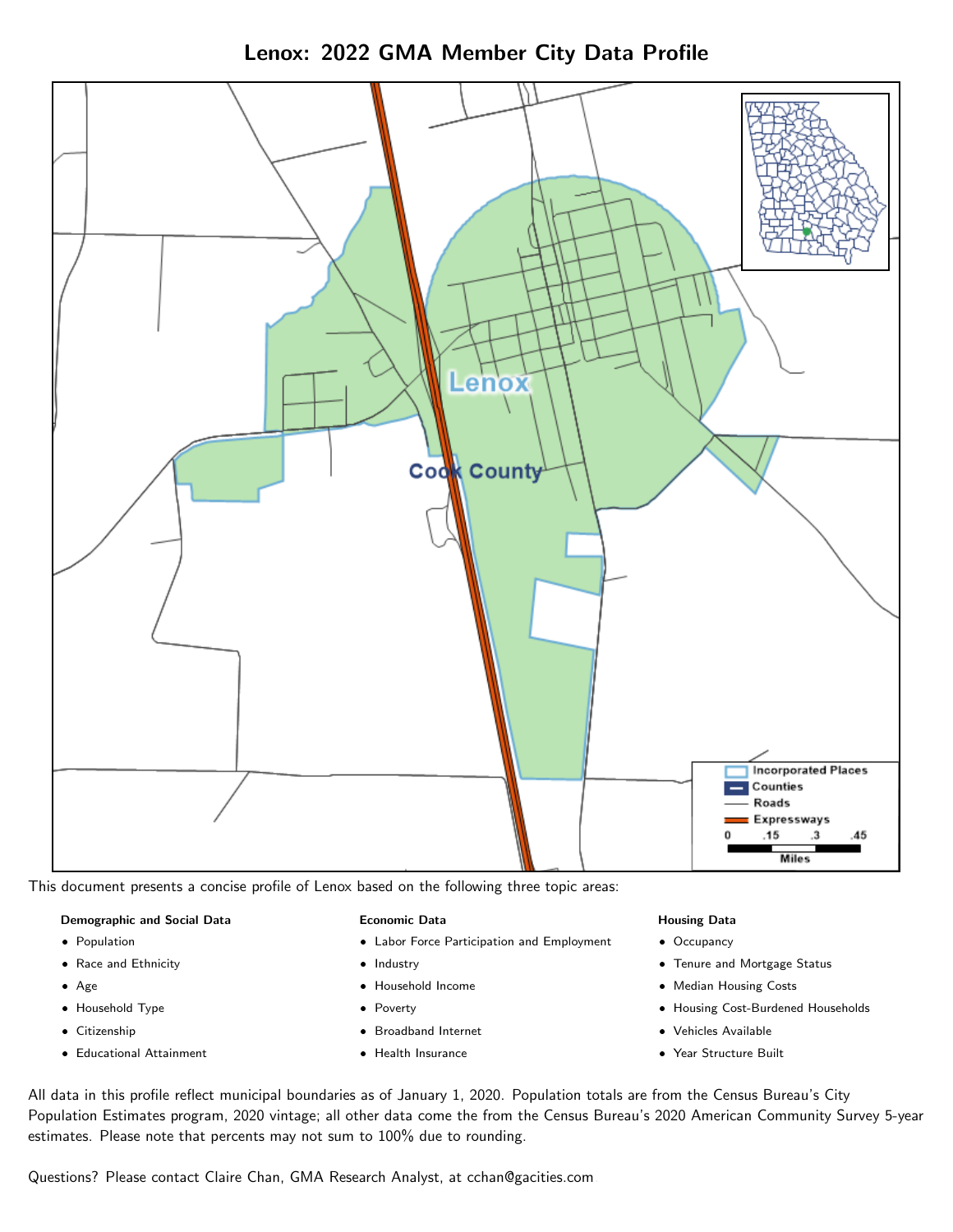# Lenox: 2022 GMA Member City Data Profile

This document presents a concise profile of Lenox based on the following three topic areas:

**Demographic and Social Data**

- Population
- Race and Ethnicity
- Age
- Household Type
- Citizenship
- Educational Attainment

**Economic Data**

- Labor Force Participation and Employment
- Industry
- Household Income
- Poverty
- Broadband Internet
- Health Insurance

**Housing Data**

- Occupancy
- Tenure and Mortgage Status
- Median Housing Costs
- Housing Cost-Burdened Households
- Vehicles Available
- Year Structure Built

All data in this profile reflect municipal boundaries as of January 1, 2020. Population totals are from the Census Bureau's City Population Estimates program, 2020 vintage; all other data come the from the Census Bureau's 2020 American Community Survey 5-year estimates. Please note that percents may not sum to 100% due to rounding.

Questions? Please contact Claire Chan, GMA Research Analyst, at cchan@gacities.com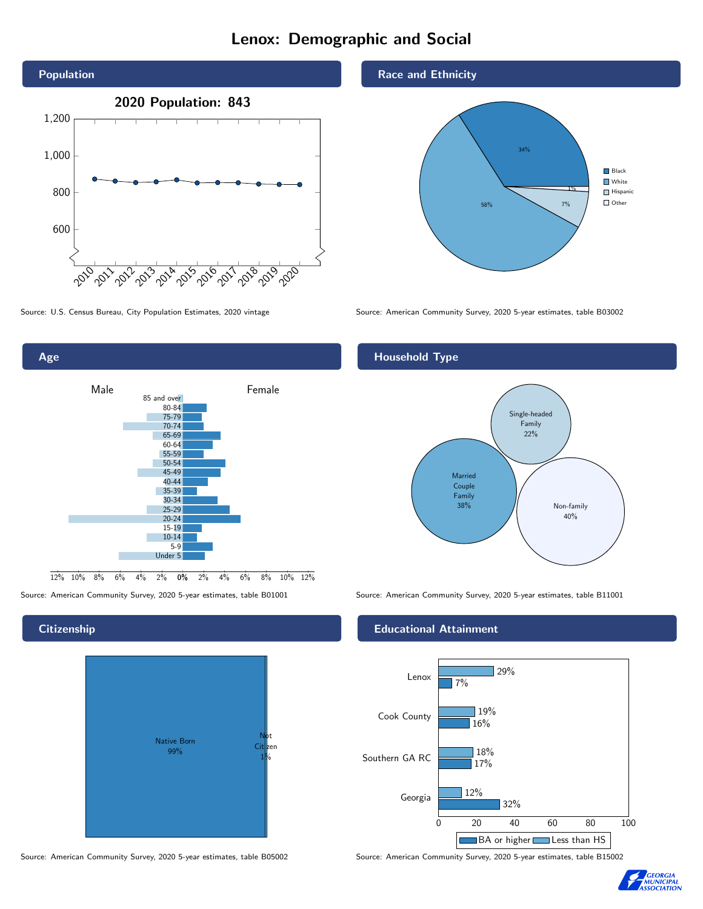# Lenox: Demographic and Social

## Population

2020 Population: 843

Source: U.S. Census Bureau, City Population Estimates, 2020 vintage

## Race and Ethnicity

| Race/Ethnicity | Percent |
|---|---|
| Black | 34% |
| White | 58% |
| Hispanic | 7% |
| Other | 1% |

Source: American Community Survey, 2020 5-year estimates, table B03002

## Age

Source: American Community Survey, 2020 5-year estimates, table B01001

## Household Type

| Household Type | Percent |
|---|---|
| Married Couple Family | 38% |
| Single-headed Family | 22% |
| Non-family | 40% |

Source: American Community Survey, 2020 5-year estimates, table B11001

## Citizenship

| Citizenship | Percent |
|---|---|
| Native Born | 99% |
| Not Citizen | 1% |

Source: American Community Survey, 2020 5-year estimates, table B05002

## Educational Attainment

| Area | Less than HS | BA or higher |
|---|---|---|
| Lenox | 29% | 7% |
| Cook County | 19% | 16% |
| Southern GA RC | 18% | 17% |
| Georgia | 12% | 32% |

Source: American Community Survey, 2020 5-year estimates, table B15002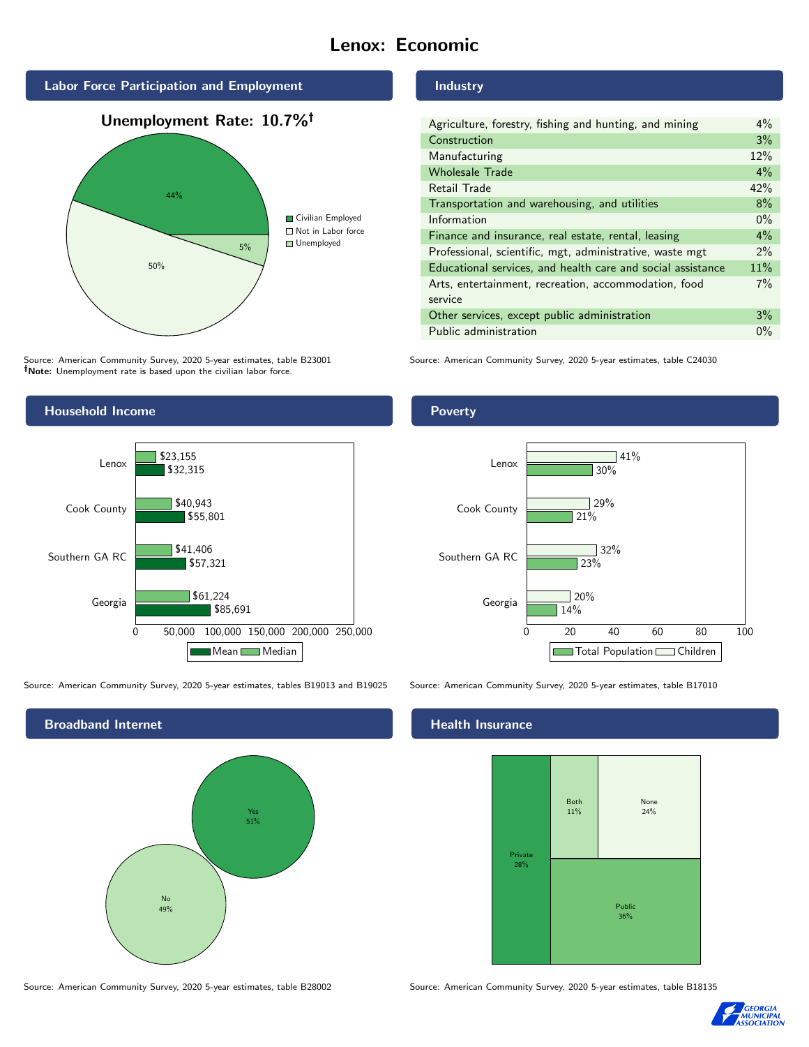# Lenox: Economic

## Labor Force Participation and Employment

**Unemployment Rate: 10.7%†**

| Category | Percent |
|---|---|
| Civilian Employed | 44% |
| Not in Labor force | 50% |
| Unemployed | 5% |

Source: American Community Survey, 2020 5-year estimates, table B23001
**†Note:** Unemployment rate is based upon the civilian labor force.

## Industry

| Industry | Percent |
|---|---|
| Agriculture, forestry, fishing and hunting, and mining | 4% |
| Construction | 3% |
| Manufacturing | 12% |
| Wholesale Trade | 4% |
| Retail Trade | 42% |
| Transportation and warehousing, and utilities | 8% |
| Information | 0% |
| Finance and insurance, real estate, rental, leasing | 4% |
| Professional, scientific, mgt, administrative, waste mgt | 2% |
| Educational services, and health care and social assistance | 11% |
| Arts, entertainment, recreation, accommodation, food service | 7% |
| Other services, except public administration | 3% |
| Public administration | 0% |

Source: American Community Survey, 2020 5-year estimates, table C24030

## Household Income

| | Median | Mean |
|---|---|---|
| Lenox | $23,155 | $32,315 |
| Cook County | $40,943 | $55,801 |
| Southern GA RC | $41,406 | $57,321 |
| Georgia | $61,224 | $85,691 |

Source: American Community Survey, 2020 5-year estimates, tables B19013 and B19025

## Poverty

| | Children | Total Population |
|---|---|---|
| Lenox | 41% | 30% |
| Cook County | 29% | 21% |
| Southern GA RC | 32% | 23% |
| Georgia | 20% | 14% |

Source: American Community Survey, 2020 5-year estimates, table B17010

## Broadband Internet

| Response | Percent |
|---|---|
| Yes | 51% |
| No | 49% |

Source: American Community Survey, 2020 5-year estimates, table B28002

## Health Insurance

| Type | Percent |
|---|---|
| Private | 28% |
| Both | 11% |
| None | 24% |
| Public | 36% |

Source: American Community Survey, 2020 5-year estimates, table B18135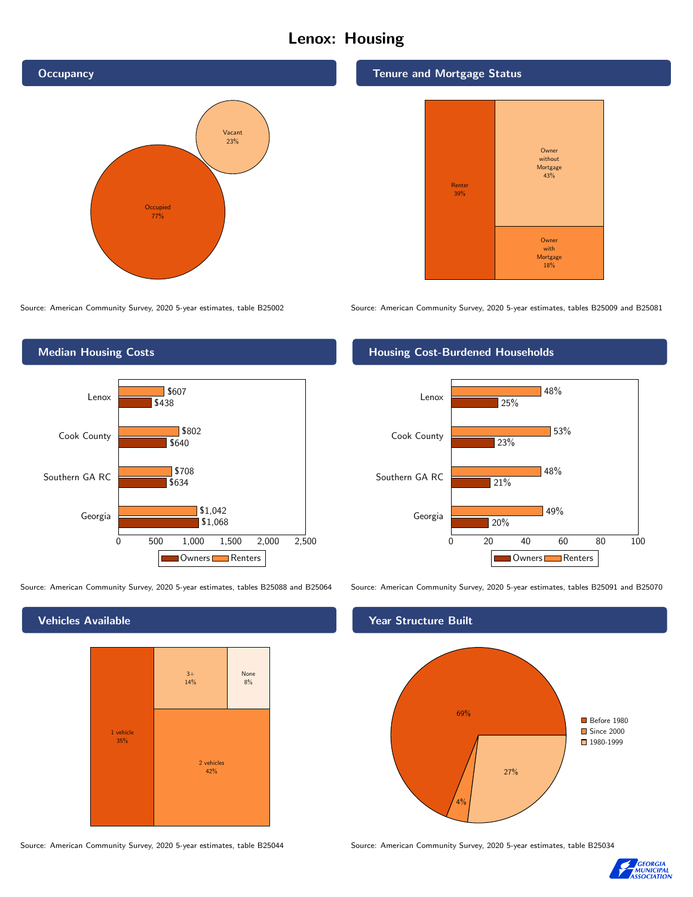# Lenox: Housing

## Occupancy

Vacant
23%

Occupied
77%

Source: American Community Survey, 2020 5-year estimates, table B25002

## Tenure and Mortgage Status

Renter
39%

Owner
without
Mortgage
43%

Owner
with
Mortgage
18%

Source: American Community Survey, 2020 5-year estimates, tables B25009 and B25081

## Median Housing Costs

Lenox
$607
$438

Cook County
$802
$640

Southern GA RC
$708
$634

Georgia
$1,042
$1,068

0 500 1,000 1,500 2,000 2,500

Owners Renters

Source: American Community Survey, 2020 5-year estimates, tables B25088 and B25064

## Housing Cost-Burdened Households

Lenox
48%
25%

Cook County
53%
23%

Southern GA RC
48%
21%

Georgia
49%
20%

0 20 40 60 80 100

Owners Renters

Source: American Community Survey, 2020 5-year estimates, tables B25091 and B25070

## Vehicles Available

1 vehicle
35%

3+
14%

None
8%

2 vehicles
42%

Source: American Community Survey, 2020 5-year estimates, table B25044

## Year Structure Built

69%

4%

27%

Before 1980
Since 2000
1980-1999

Source: American Community Survey, 2020 5-year estimates, table B25034

GEORGIA MUNICIPAL ASSOCIATION